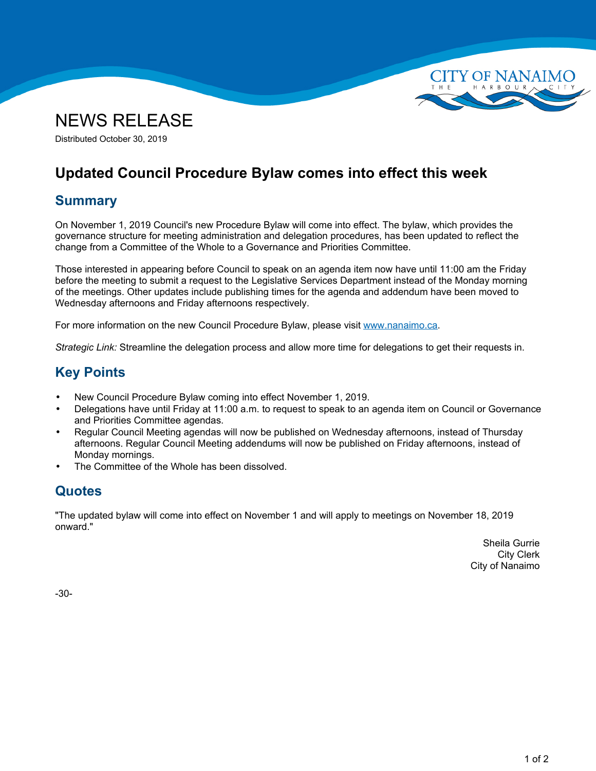# NEWS RELEASE

Distributed October 30, 2019

## Updated Council Procedure Bylaw comes into effect this week

### Summary

On November 1, 2019 Council's new Procedure Bylaw will come into effect. The bylaw, which provides the governance structure for meeting administration and delegation procedures, has been updated to reflect the change from a Committee of the Whole to a Governance and Priorities Committee.

Those interested in appearing before Council to speak on an agenda item now have until 11:00 am the Friday before the meeting to submit a request to the Legislative Services Department instead of the Monday morning of the meetings. Other updates include publishing times for the agenda and addendum have been moved to Wednesday afternoons and Friday afternoons respectively.

For more information on the new Council Procedure Bylaw, please visit www.nanaimo.ca.

*Strategic Link:* Streamline the delegation process and allow more time for delegations to get their requests in.

### Key Points

- New Council Procedure Bylaw coming into effect November 1, 2019.
- Delegations have until Friday at 11:00 a.m. to request to speak to an agenda item on Council or Governance and Priorities Committee agendas.
- Regular Council Meeting agendas will now be published on Wednesday afternoons, instead of Thursday afternoons. Regular Council Meeting addendums will now be published on Friday afternoons, instead of Monday mornings.
- The Committee of the Whole has been dissolved.

### Quotes

"The updated bylaw will come into effect on November 1 and will apply to meetings on November 18, 2019 onward."

Sheila Gurrie
City Clerk
City of Nanaimo

-30-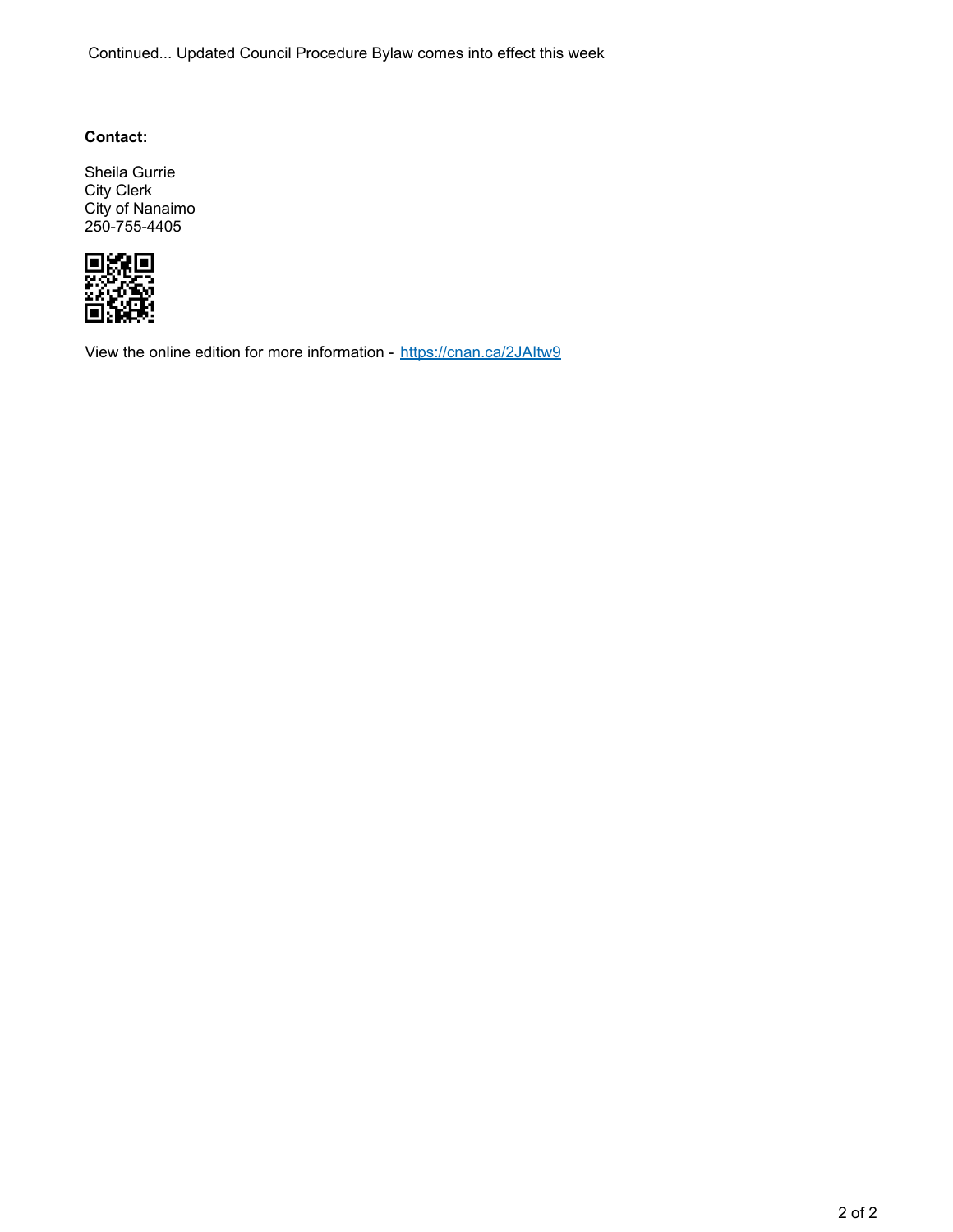Continued... Updated Council Procedure Bylaw comes into effect this week

**Contact:**

Sheila Gurrie
City Clerk
City of Nanaimo
250-755-4405

View the online edition for more information - https://cnan.ca/2JAltw9